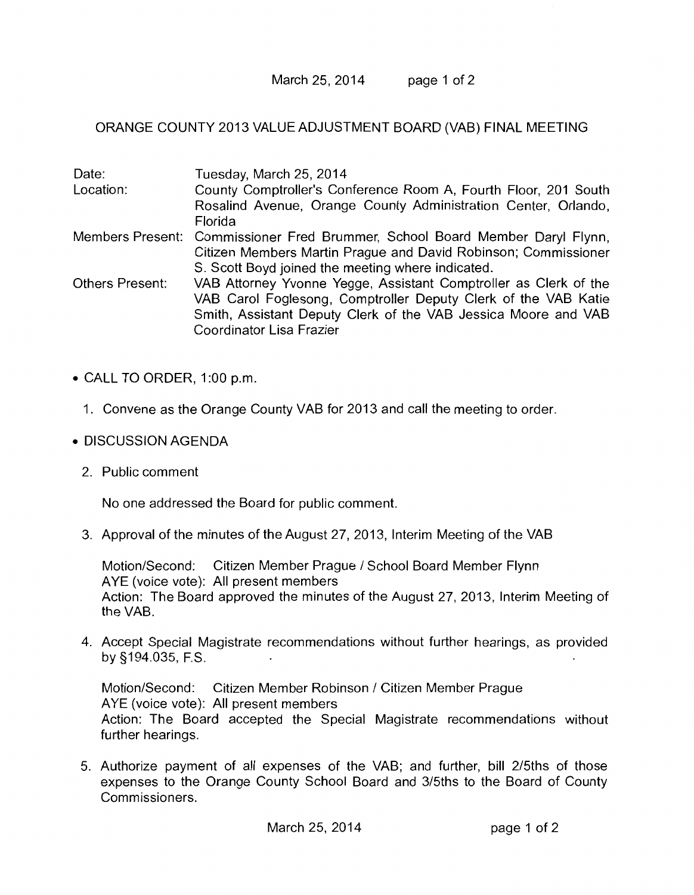# ORANGE COUNTY 2013 VALUE ADJUSTMENT BOARD (VAB) FINAL MEETING

| | |
|---|---|
| Date: | Tuesday, March 25, 2014 |
| Location: | County Comptroller's Conference Room A, Fourth Floor, 201 South Rosalind Avenue, Orange County Administration Center, Orlando, Florida |
| Members Present: | Commissioner Fred Brummer, School Board Member Daryl Flynn, Citizen Members Martin Prague and David Robinson; Commissioner S. Scott Boyd joined the meeting where indicated. |
| Others Present: | VAB Attorney Yvonne Yegge, Assistant Comptroller as Clerk of the VAB Carol Foglesong, Comptroller Deputy Clerk of the VAB Katie Smith, Assistant Deputy Clerk of the VAB Jessica Moore and VAB Coordinator Lisa Frazier |

- CALL TO ORDER, 1:00 p.m.

1. Convene as the Orange County VAB for 2013 and call the meeting to order.

- DISCUSSION AGENDA

2. Public comment

   No one addressed the Board for public comment.

3. Approval of the minutes of the August 27, 2013, Interim Meeting of the VAB

   Motion/Second: Citizen Member Prague / School Board Member Flynn
   AYE (voice vote): All present members
   Action: The Board approved the minutes of the August 27, 2013, Interim Meeting of the VAB.

4. Accept Special Magistrate recommendations without further hearings, as provided by §194.035, F.S.

   Motion/Second: Citizen Member Robinson / Citizen Member Prague
   AYE (voice vote): All present members
   Action: The Board accepted the Special Magistrate recommendations without further hearings.

5. Authorize payment of all expenses of the VAB; and further, bill 2/5ths of those expenses to the Orange County School Board and 3/5ths to the Board of County Commissioners.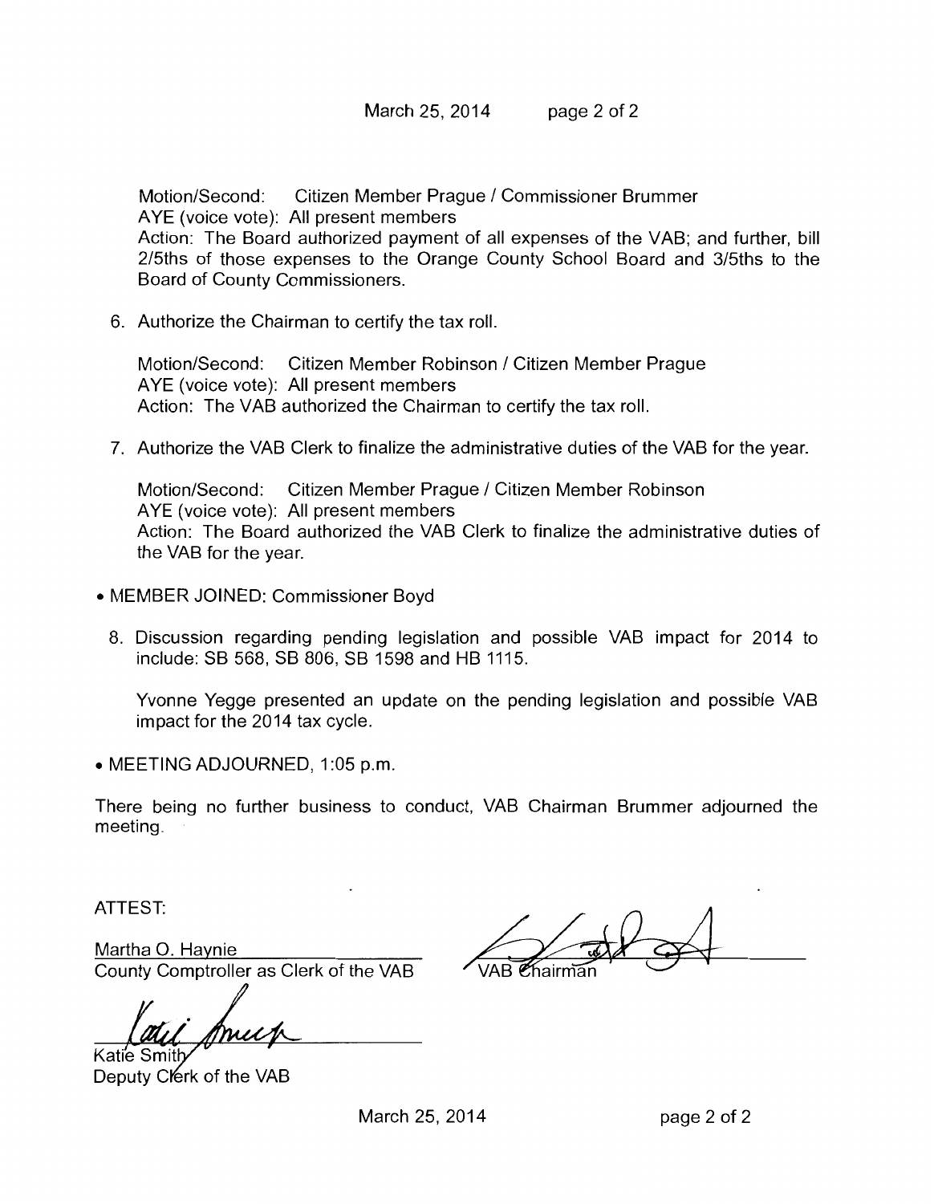Motion/Second: Citizen Member Prague / Commissioner Brummer
AYE (voice vote): All present members
Action: The Board authorized payment of all expenses of the VAB; and further, bill 2/5ths of those expenses to the Orange County School Board and 3/5ths to the Board of County Commissioners.

6. Authorize the Chairman to certify the tax roll.

   Motion/Second: Citizen Member Robinson / Citizen Member Prague
   AYE (voice vote): All present members
   Action: The VAB authorized the Chairman to certify the tax roll.

7. Authorize the VAB Clerk to finalize the administrative duties of the VAB for the year.

   Motion/Second: Citizen Member Prague / Citizen Member Robinson
   AYE (voice vote): All present members
   Action: The Board authorized the VAB Clerk to finalize the administrative duties of the VAB for the year.

- MEMBER JOINED: Commissioner Boyd

8. Discussion regarding pending legislation and possible VAB impact for 2014 to include: SB 568, SB 806, SB 1598 and HB 1115.

   Yvonne Yegge presented an update on the pending legislation and possible VAB impact for the 2014 tax cycle.

- MEETING ADJOURNED, 1:05 p.m.

There being no further business to conduct, VAB Chairman Brummer adjourned the meeting.

ATTEST:

Martha O. Haynie
County Comptroller as Clerk of the VAB

Katie Smith
Deputy Clerk of the VAB

VAB Chairman